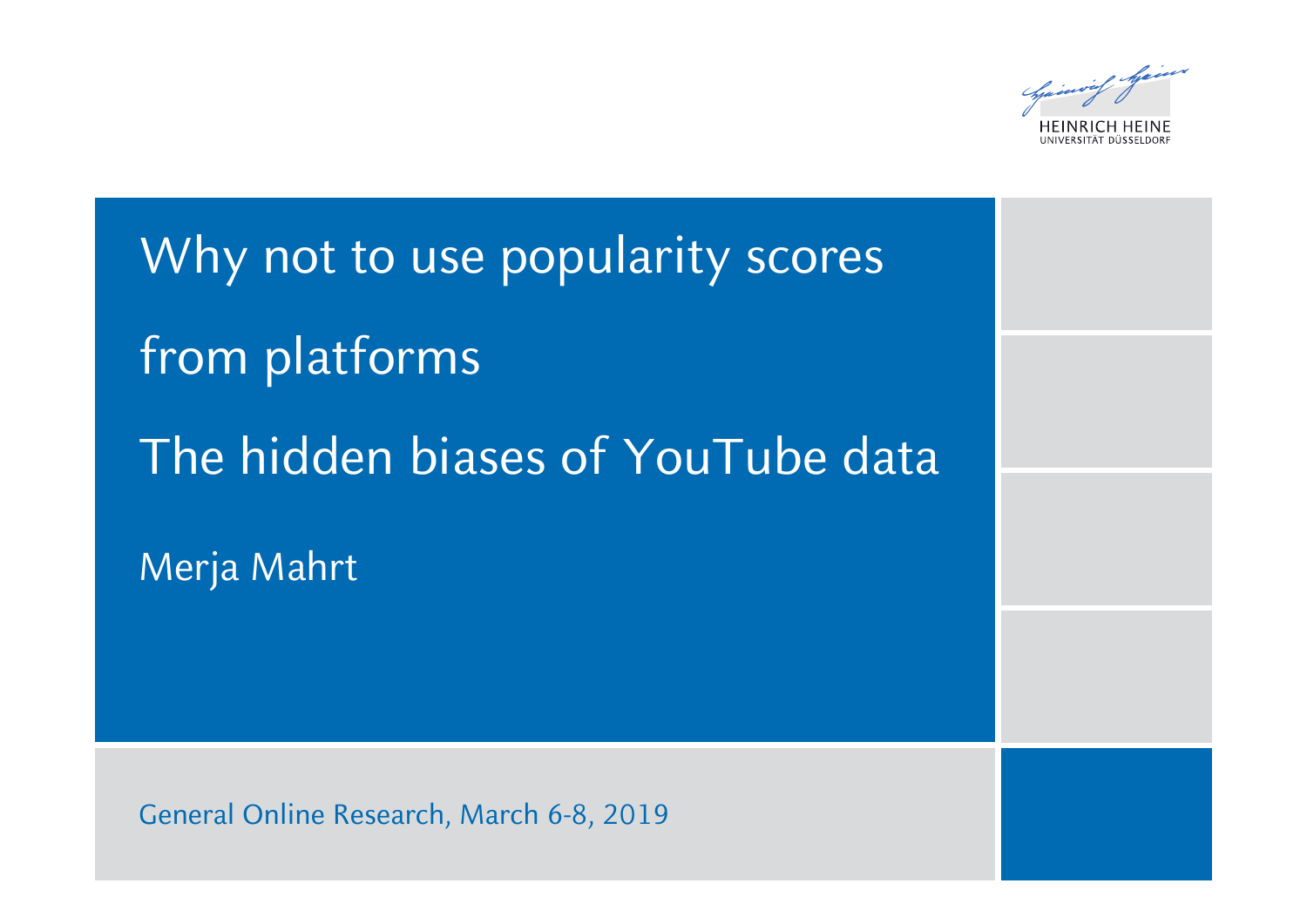# Why not to use popularity scores from platforms

## The hidden biases of YouTube data

Merja Mahrt

HEINRICH HEINE UNIVERSITÄT DÜSSELDORF

General Online Research, March 6-8, 2019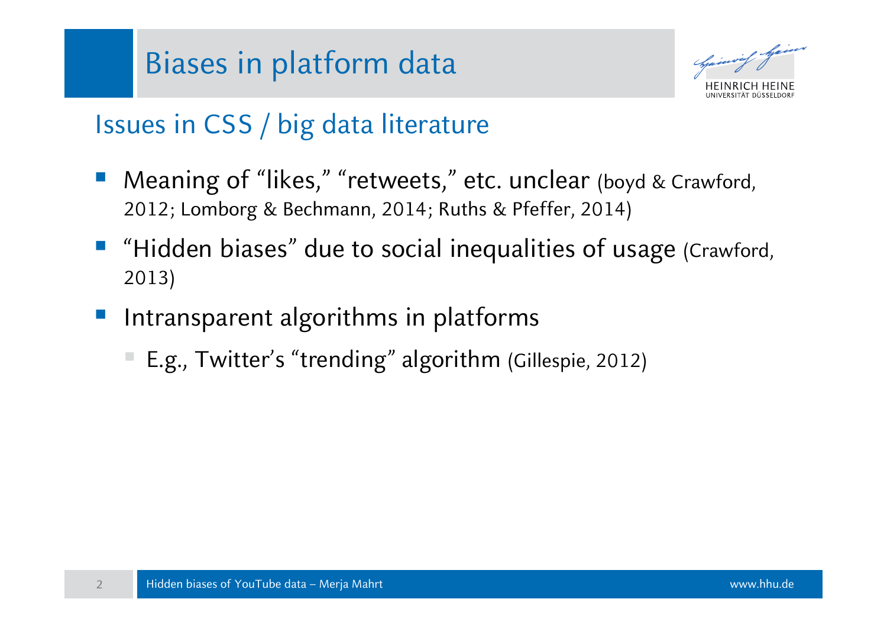# Biases in platform data

## Issues in CSS / big data literature

- Meaning of "likes," "retweets," etc. unclear (boyd & Crawford, 2012; Lomborg & Bechmann, 2014; Ruths & Pfeffer, 2014)
- "Hidden biases" due to social inequalities of usage (Crawford, 2013)
- Intransparent algorithms in platforms
  - E.g., Twitter's "trending" algorithm (Gillespie, 2012)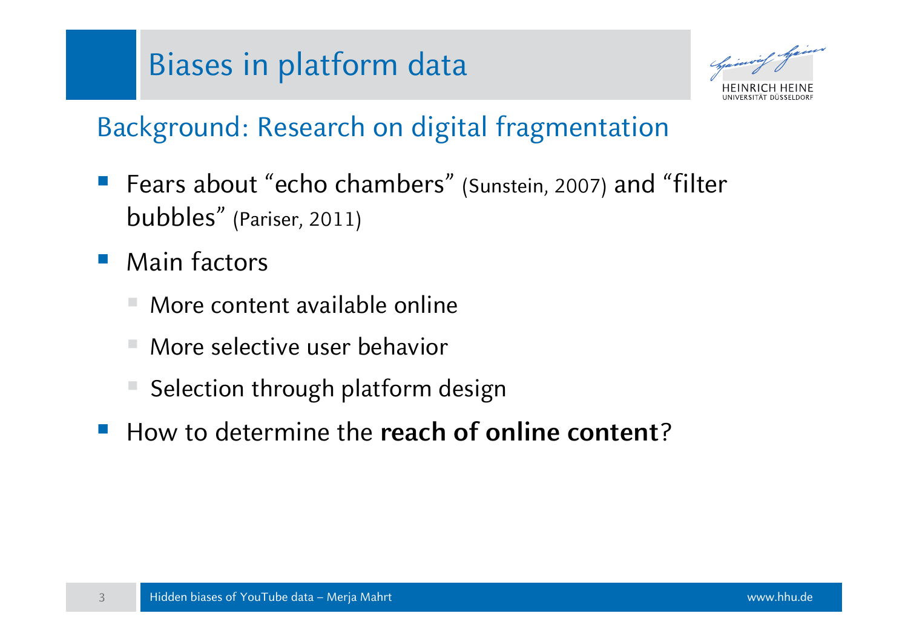# Biases in platform data

## Background: Research on digital fragmentation

- Fears about "echo chambers" (Sunstein, 2007) and "filter bubbles" (Pariser, 2011)
- Main factors
  - More content available online
  - More selective user behavior
  - Selection through platform design
- How to determine the **reach of online content**?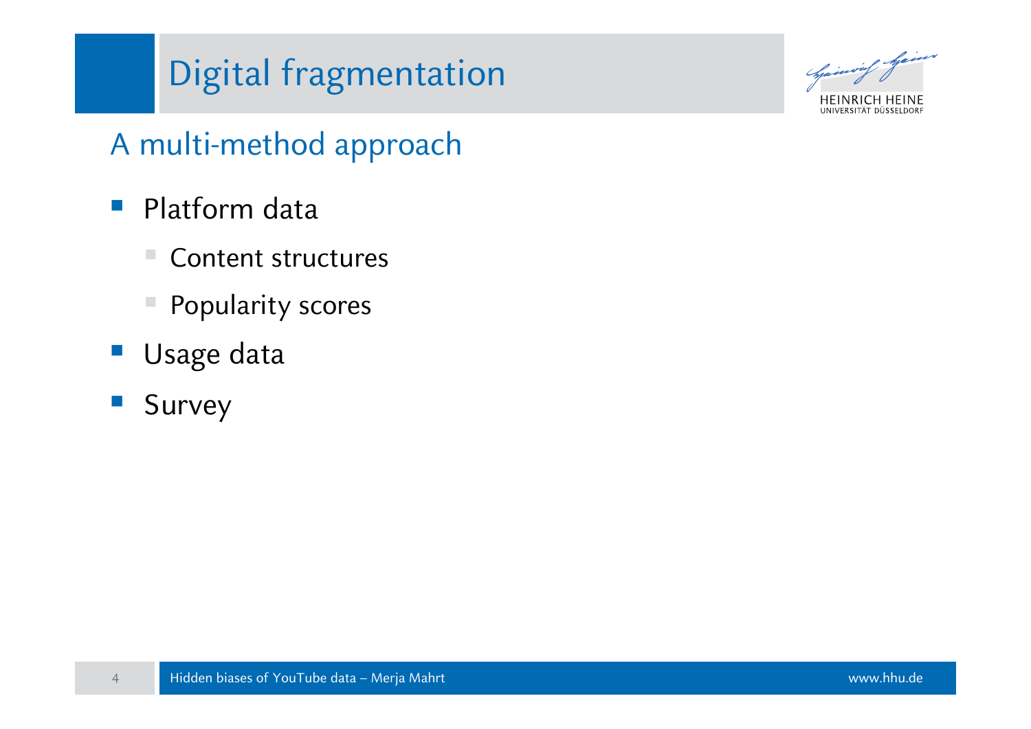# Digital fragmentation

## A multi-method approach

- Platform data
  - Content structures
  - Popularity scores
- Usage data
- Survey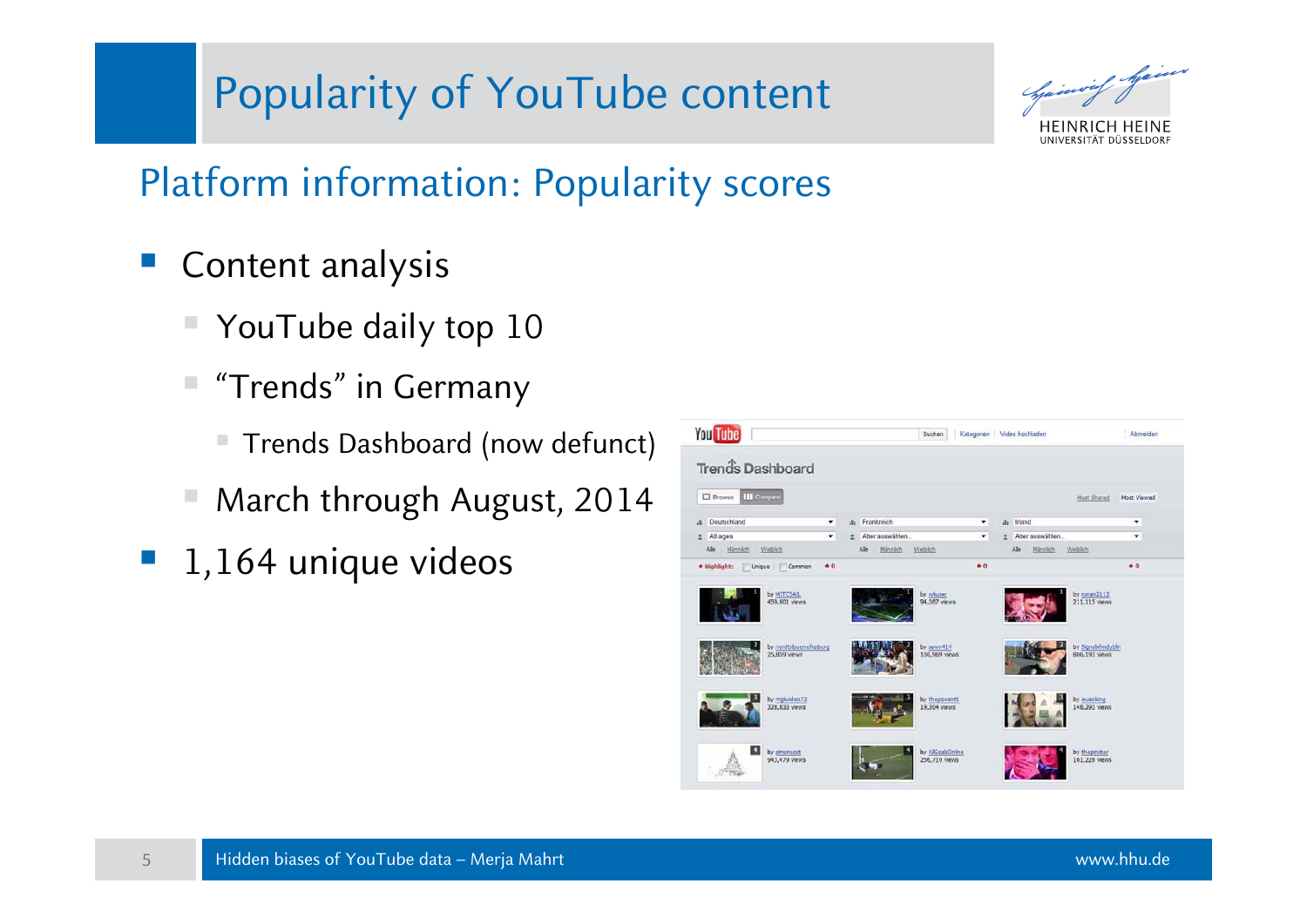# Popularity of YouTube content

## Platform information: Popularity scores

- Content analysis
  - YouTube daily top 10
  - "Trends" in Germany
    - Trends Dashboard (now defunct)
  - March through August, 2014
- 1,164 unique videos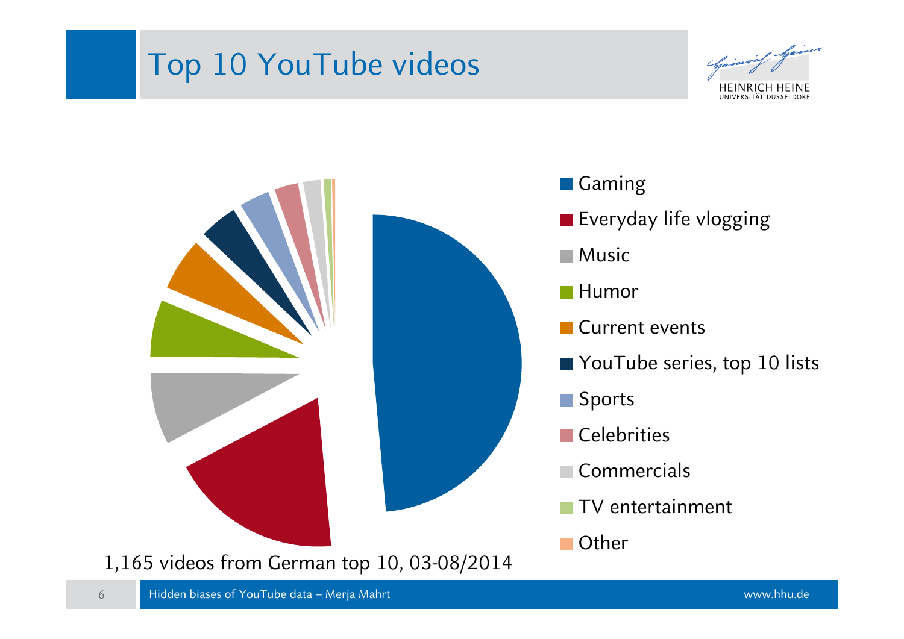# Top 10 YouTube videos

- Gaming
- Everyday life vlogging
- Music
- Humor
- Current events
- YouTube series, top 10 lists
- Sports
- Celebrities
- Commercials
- TV entertainment
- Other

1,165 videos from German top 10, 03-08/2014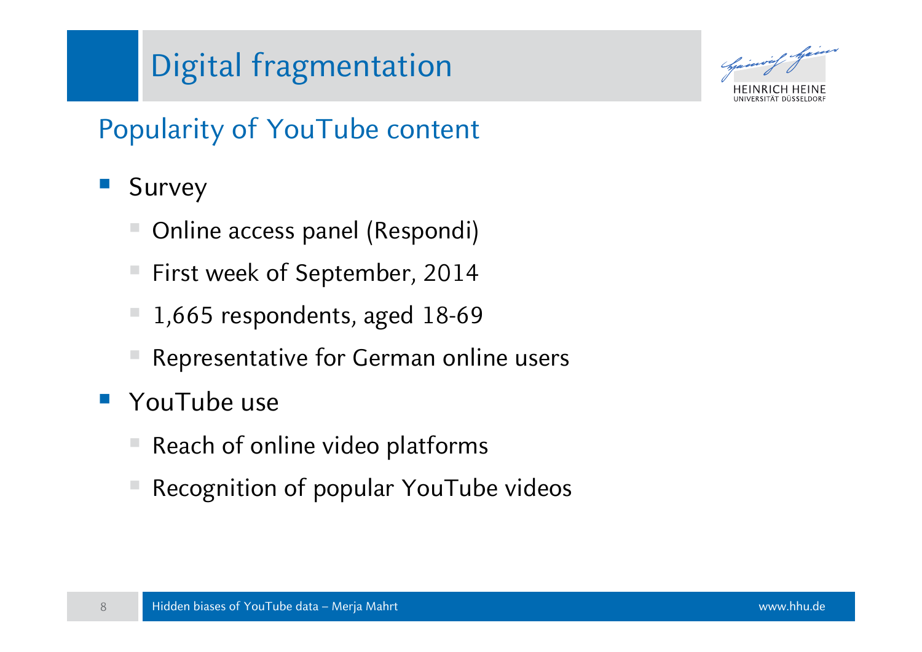# Digital fragmentation

## Popularity of YouTube content

- Survey
  - Online access panel (Respondi)
  - First week of September, 2014
  - 1,665 respondents, aged 18-69
  - Representative for German online users
- YouTube use
  - Reach of online video platforms
  - Recognition of popular YouTube videos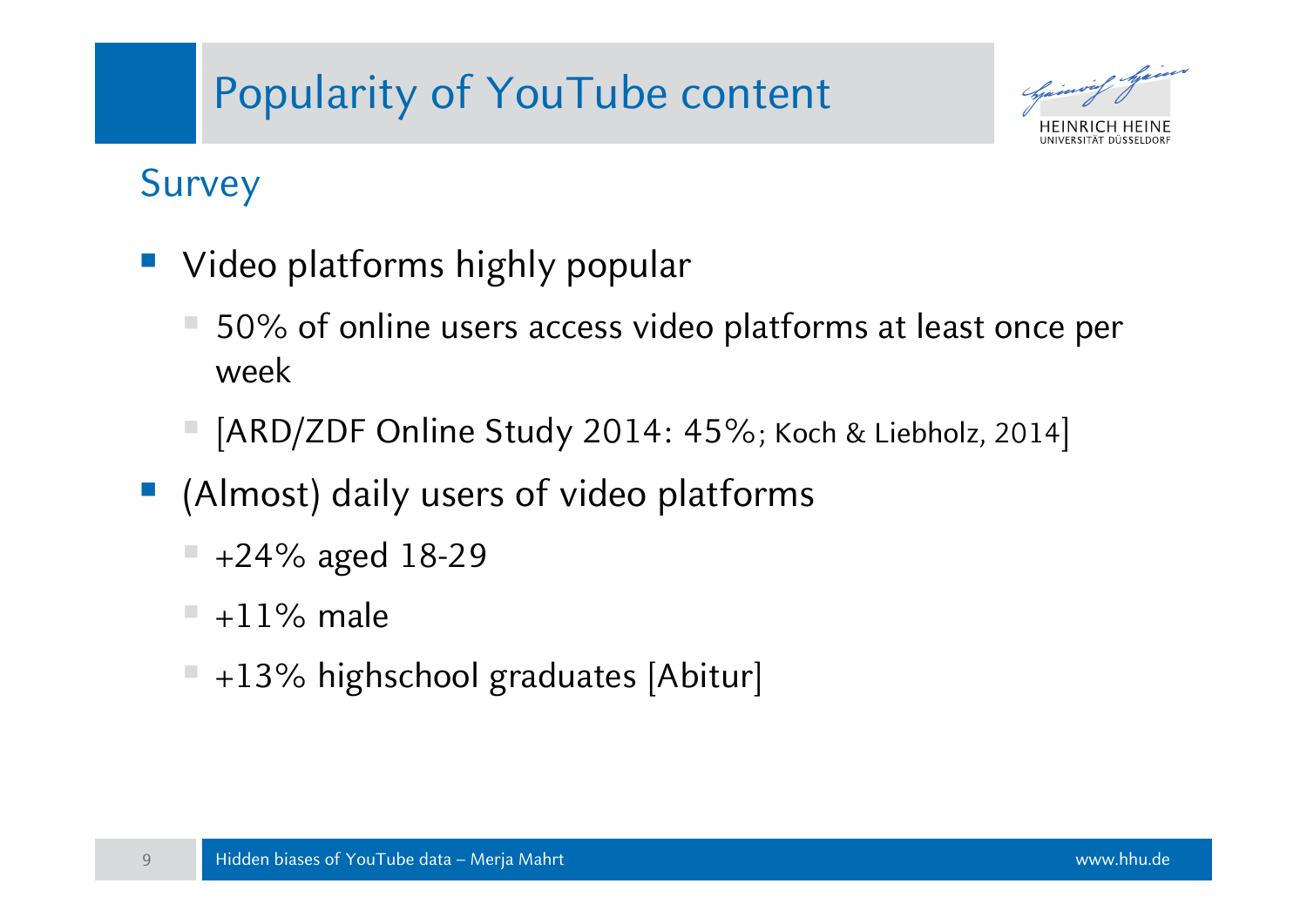# Popularity of YouTube content

## Survey

- Video platforms highly popular
  - 50% of online users access video platforms at least once per week
  - [ARD/ZDF Online Study 2014: 45%; Koch & Liebholz, 2014]
- (Almost) daily users of video platforms
  - +24% aged 18-29
  - +11% male
  - +13% highschool graduates [Abitur]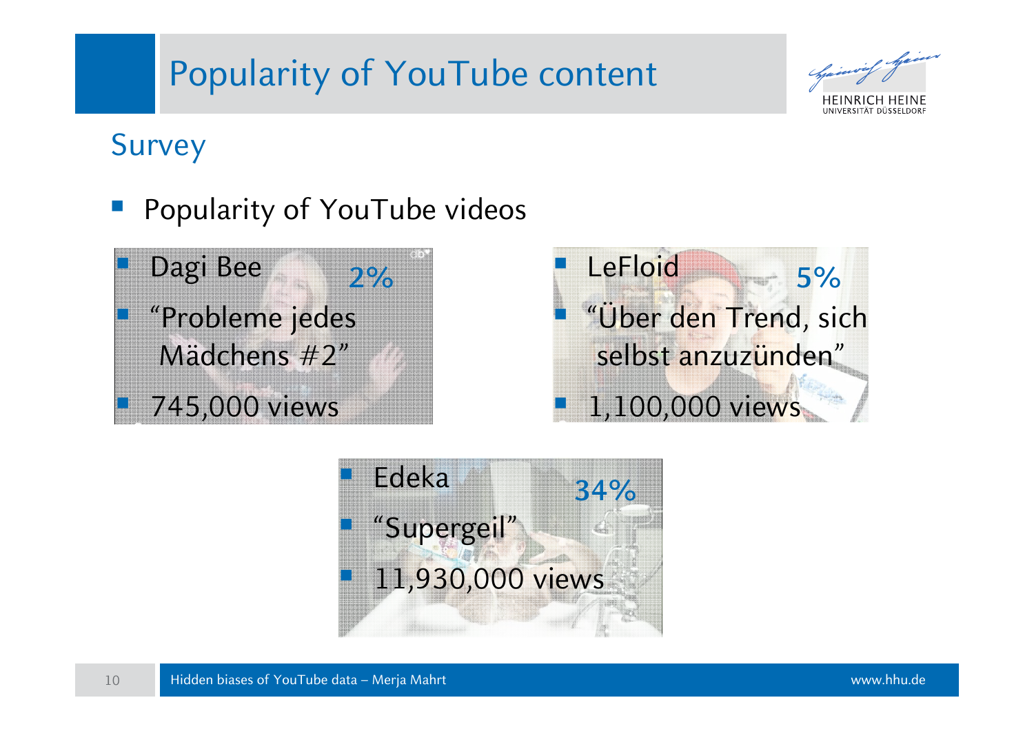# Popularity of YouTube content

## Survey

- Popularity of YouTube videos

- Dagi Bee
- "Probleme jedes Mädchens #2"
- 745,000 views

2%

- LeFloid
- "Über den Trend, sich selbst anzuzünden"
- 1,100,000 views

5%

- Edeka
- "Supergeil"
- 11,930,000 views

34%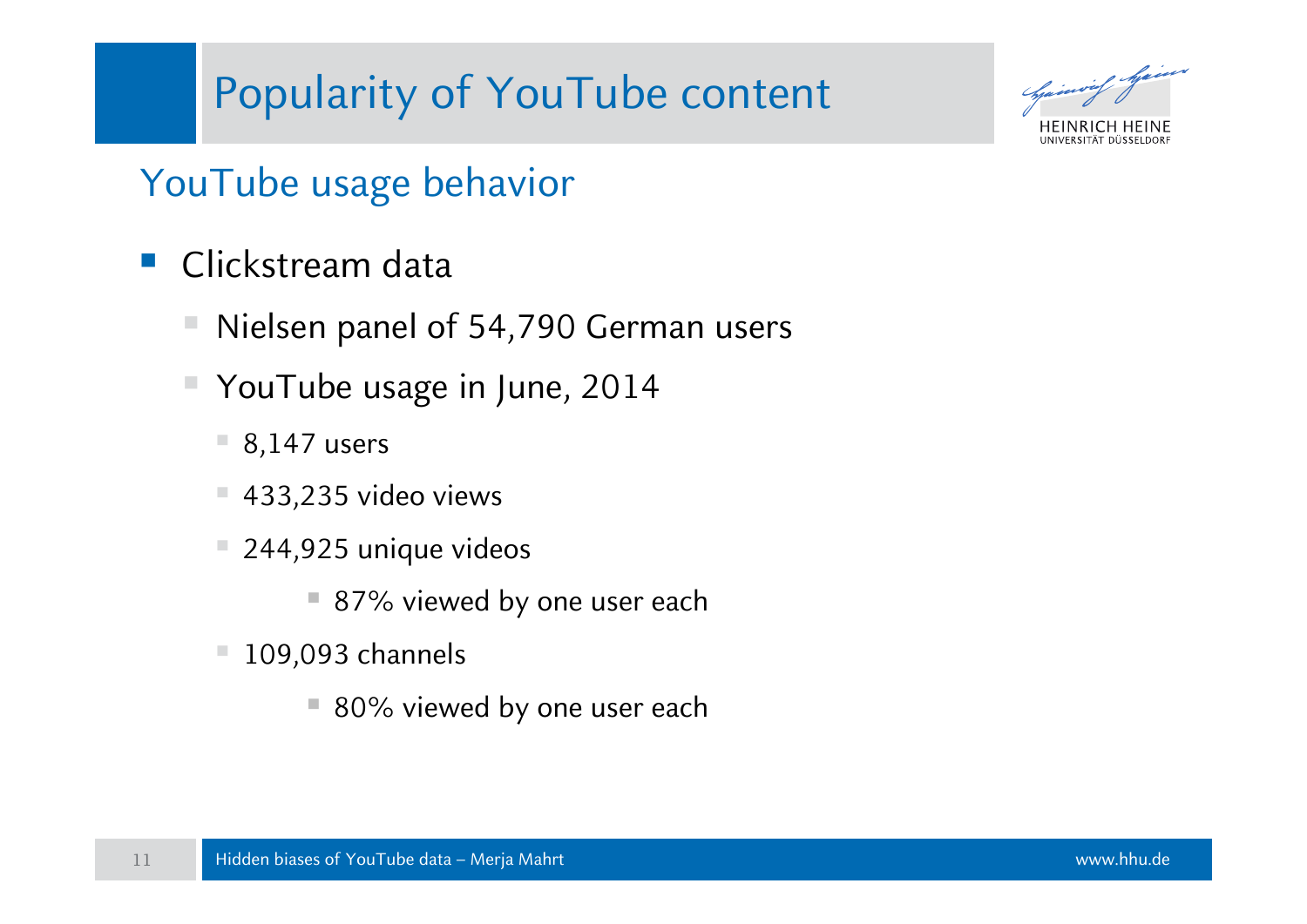# Popularity of YouTube content

## YouTube usage behavior

- Clickstream data
  - Nielsen panel of 54,790 German users
  - YouTube usage in June, 2014
    - 8,147 users
    - 433,235 video views
    - 244,925 unique videos
      - 87% viewed by one user each
    - 109,093 channels
      - 80% viewed by one user each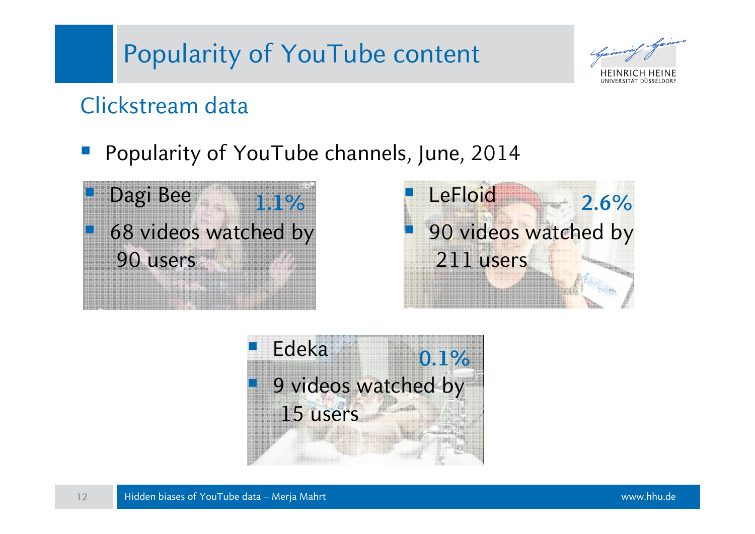# Popularity of YouTube content

## Clickstream data

- Popularity of YouTube channels, June, 2014

- Dagi Bee **1.1%**
- 68 videos watched by 90 users

- LeFloid **2.6%**
- 90 videos watched by 211 users

- Edeka **0.1%**
- 9 videos watched by 15 users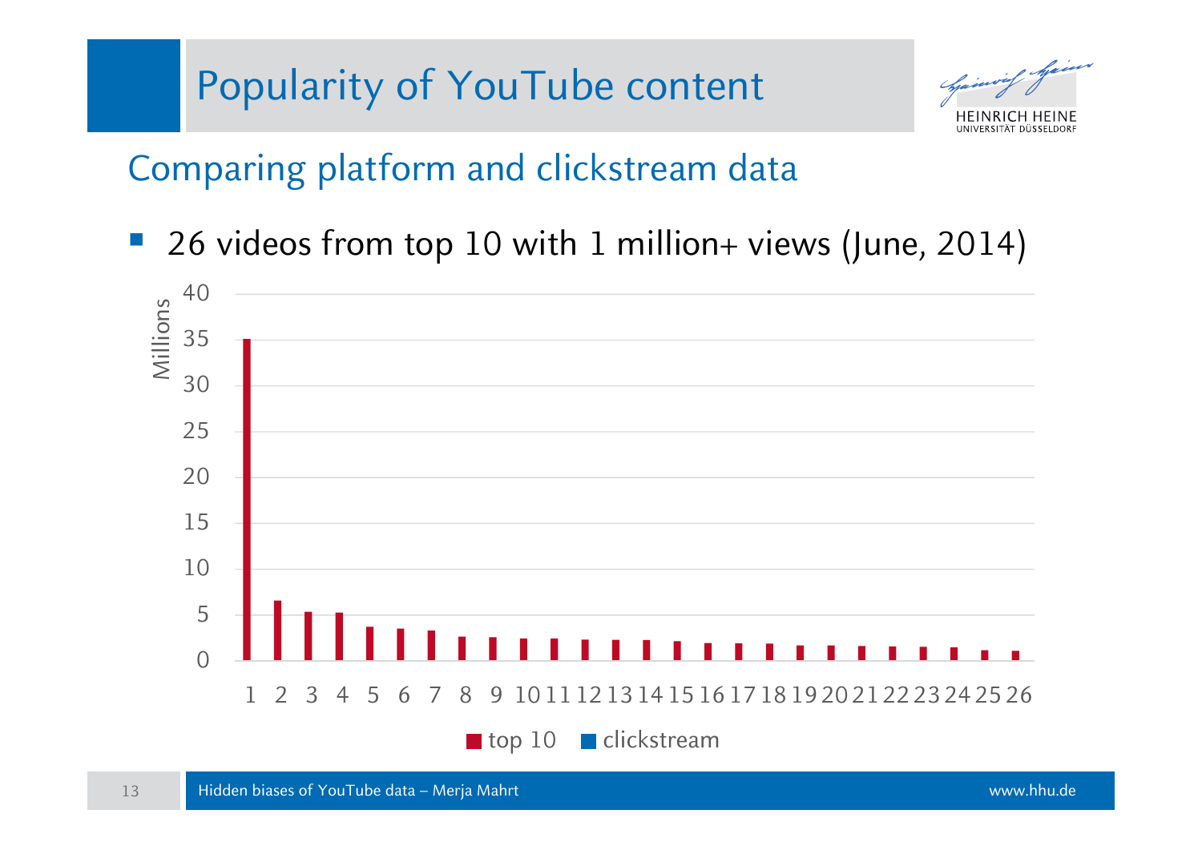# Popularity of YouTube content

## Comparing platform and clickstream data

- 26 videos from top 10 with 1 million+ views (June, 2014)

Millions

40
35
30
25
20
15
10
5
0

1 2 3 4 5 6 7 8 9 10 11 12 13 14 15 16 17 18 19 20 21 22 23 24 25 26

■ top 10 ■ clickstream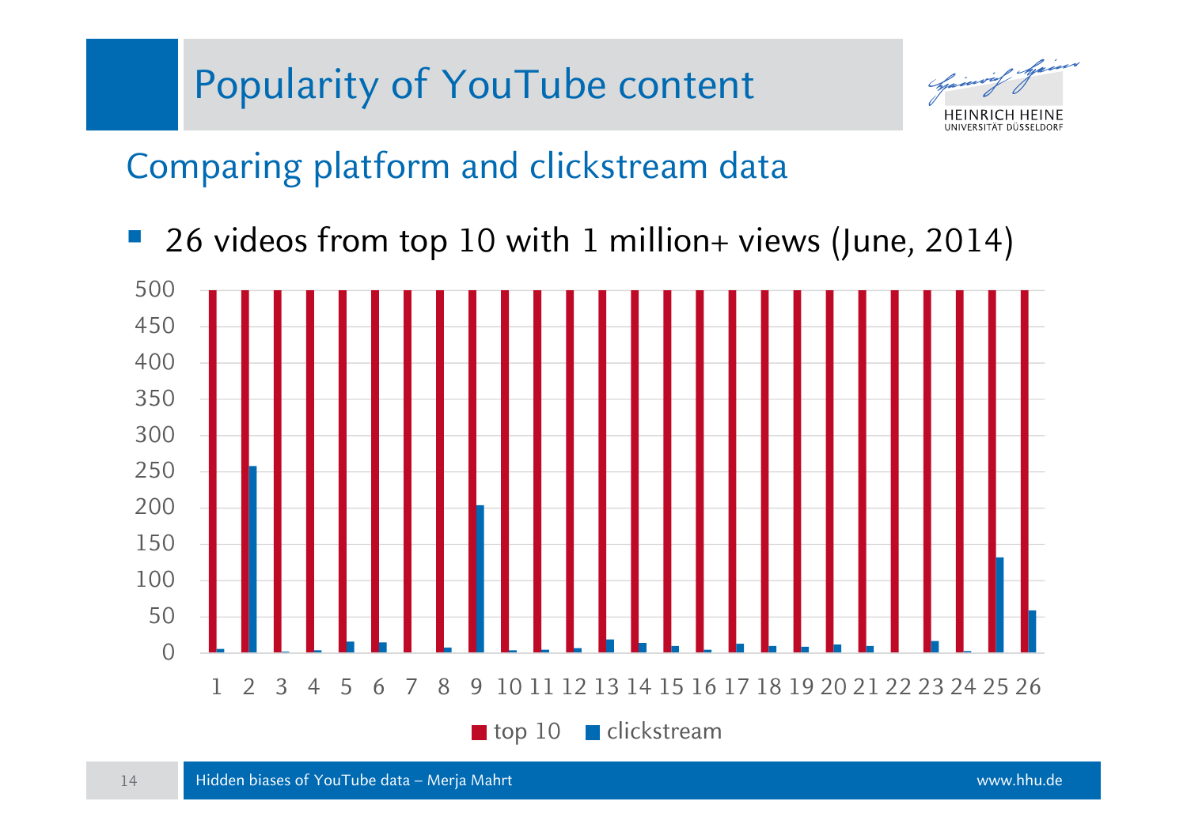# Popularity of YouTube content

## Comparing platform and clickstream data

- 26 videos from top 10 with 1 million+ views (June, 2014)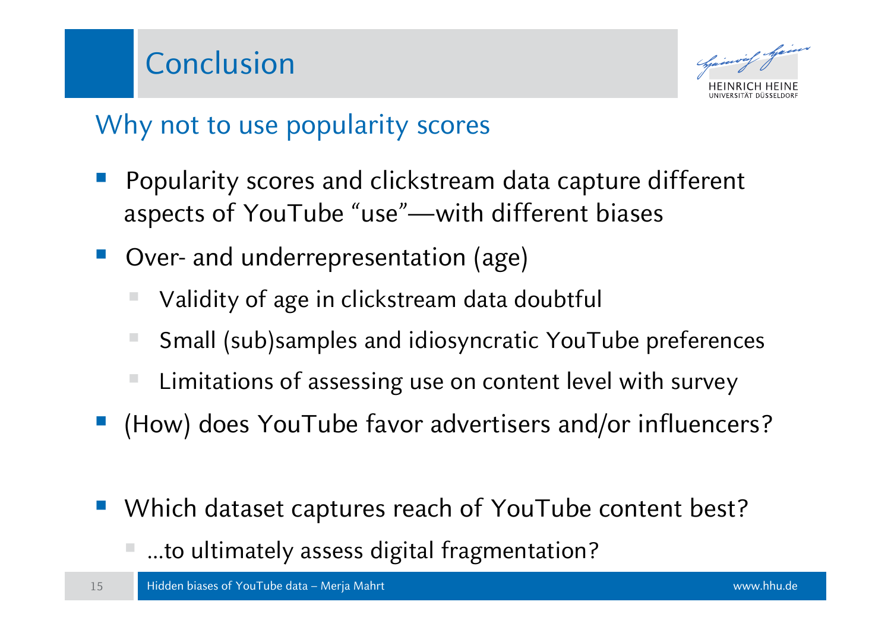# Conclusion

## Why not to use popularity scores

- Popularity scores and clickstream data capture different aspects of YouTube "use"—with different biases
- Over- and underrepresentation (age)
  - Validity of age in clickstream data doubtful
  - Small (sub)samples and idiosyncratic YouTube preferences
  - Limitations of assessing use on content level with survey
- (How) does YouTube favor advertisers and/or influencers?

- Which dataset captures reach of YouTube content best?
  - ...to ultimately assess digital fragmentation?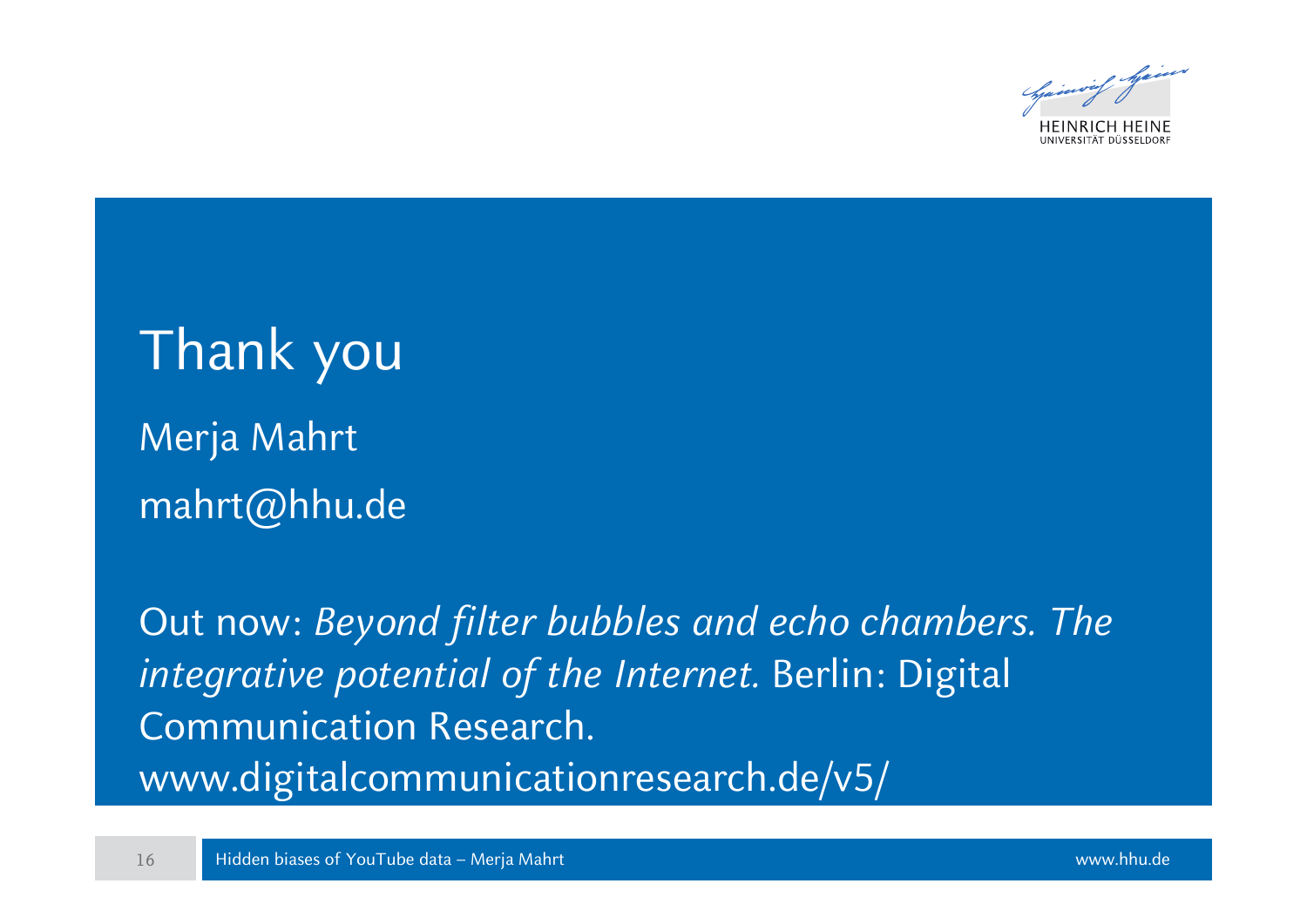# Thank you

Merja Mahrt

mahrt@hhu.de

Out now: *Beyond filter bubbles and echo chambers. The integrative potential of the Internet.* Berlin: Digital Communication Research.
www.digitalcommunicationresearch.de/v5/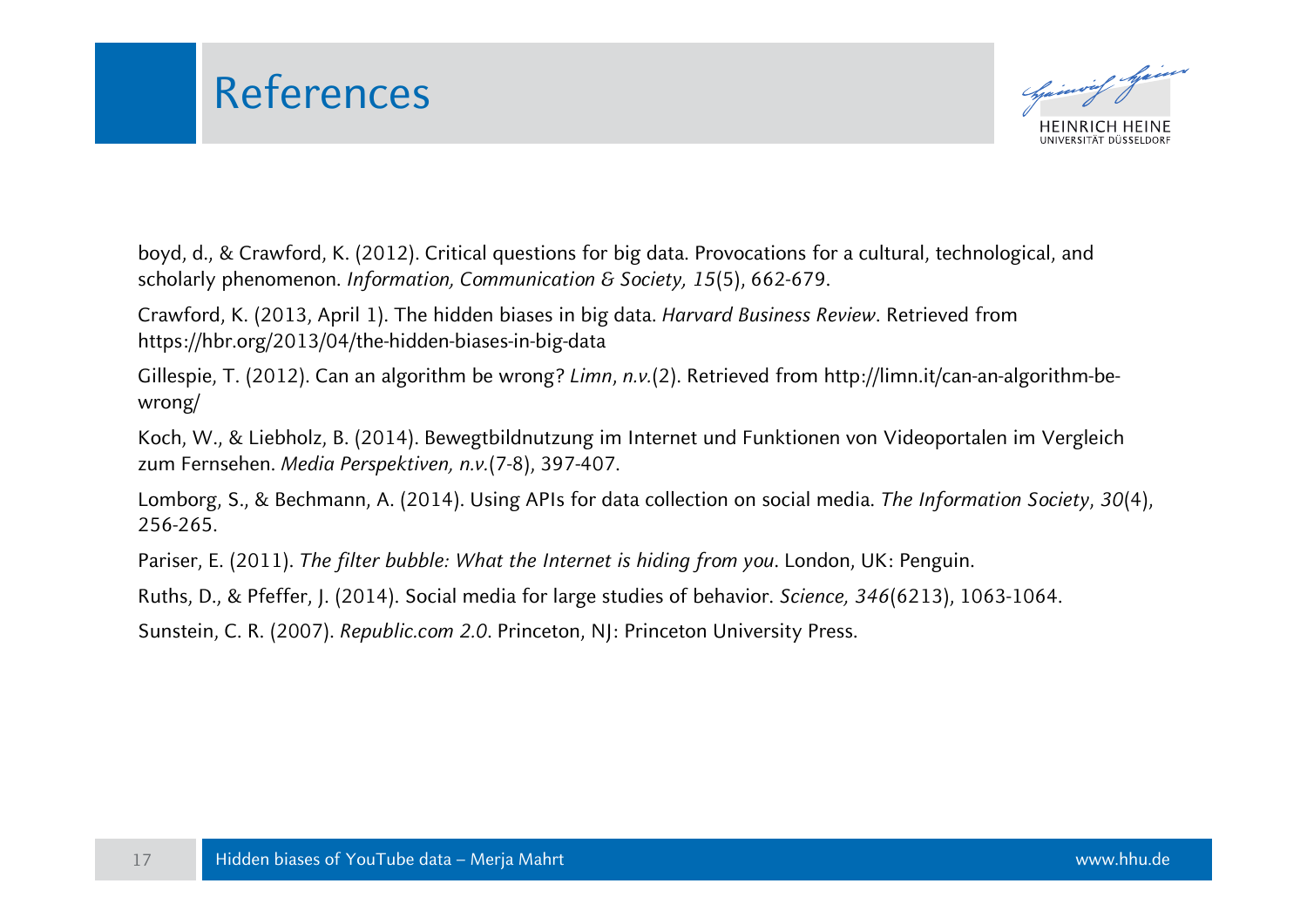# References

boyd, d., & Crawford, K. (2012). Critical questions for big data. Provocations for a cultural, technological, and scholarly phenomenon. *Information, Communication & Society, 15*(5), 662-679.

Crawford, K. (2013, April 1). The hidden biases in big data. *Harvard Business Review*. Retrieved from https://hbr.org/2013/04/the-hidden-biases-in-big-data

Gillespie, T. (2012). Can an algorithm be wrong? *Limn*, *n.v.*(2). Retrieved from http://limn.it/can-an-algorithm-be-wrong/

Koch, W., & Liebholz, B. (2014). Bewegtbildnutzung im Internet und Funktionen von Videoportalen im Vergleich zum Fernsehen. *Media Perspektiven, n.v.*(7-8), 397-407.

Lomborg, S., & Bechmann, A. (2014). Using APIs for data collection on social media. *The Information Society*, *30*(4), 256-265.

Pariser, E. (2011). *The filter bubble: What the Internet is hiding from you*. London, UK: Penguin.

Ruths, D., & Pfeffer, J. (2014). Social media for large studies of behavior. *Science, 346*(6213), 1063-1064.

Sunstein, C. R. (2007). *Republic.com 2.0*. Princeton, NJ: Princeton University Press.